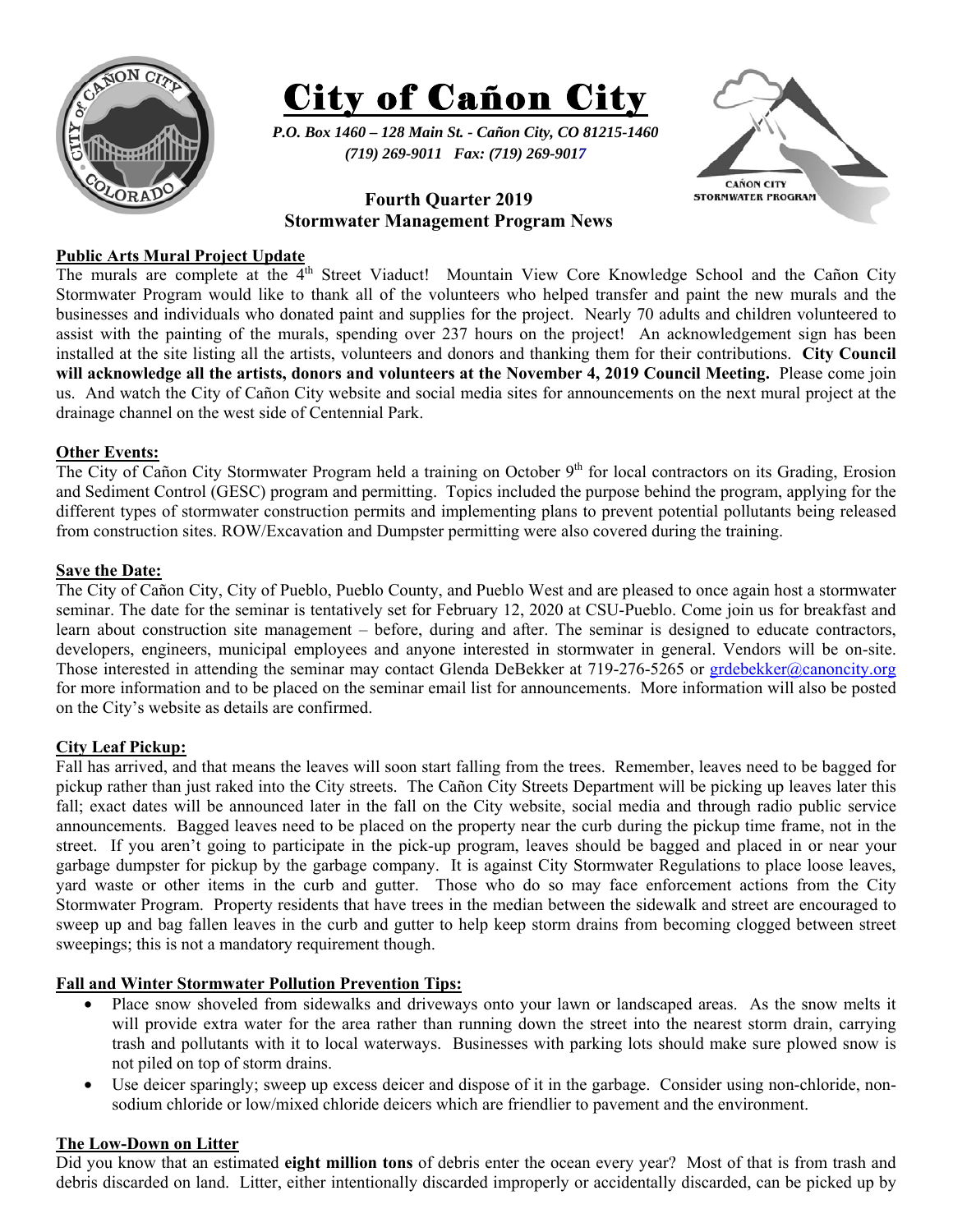# City of Cañon City

***P.O. Box 1460 – 128 Main St. - Cañon City, CO 81215-1460***
***(719) 269-9011 Fax: (719) 269-9017***

## Fourth Quarter 2019
## Stormwater Management Program News

**Public Arts Mural Project Update**

The murals are complete at the 4th Street Viaduct! Mountain View Core Knowledge School and the Cañon City Stormwater Program would like to thank all of the volunteers who helped transfer and paint the new murals and the businesses and individuals who donated paint and supplies for the project. Nearly 70 adults and children volunteered to assist with the painting of the murals, spending over 237 hours on the project! An acknowledgement sign has been installed at the site listing all the artists, volunteers and donors and thanking them for their contributions. **City Council will acknowledge all the artists, donors and volunteers at the November 4, 2019 Council Meeting.** Please come join us. And watch the City of Cañon City website and social media sites for announcements on the next mural project at the drainage channel on the west side of Centennial Park.

**Other Events:**

The City of Cañon City Stormwater Program held a training on October 9th for local contractors on its Grading, Erosion and Sediment Control (GESC) program and permitting. Topics included the purpose behind the program, applying for the different types of stormwater construction permits and implementing plans to prevent potential pollutants being released from construction sites. ROW/Excavation and Dumpster permitting were also covered during the training.

**Save the Date:**

The City of Cañon City, City of Pueblo, Pueblo County, and Pueblo West and are pleased to once again host a stormwater seminar. The date for the seminar is tentatively set for February 12, 2020 at CSU-Pueblo. Come join us for breakfast and learn about construction site management – before, during and after. The seminar is designed to educate contractors, developers, engineers, municipal employees and anyone interested in stormwater in general. Vendors will be on-site. Those interested in attending the seminar may contact Glenda DeBekker at 719-276-5265 or grdebekker@canoncity.org for more information and to be placed on the seminar email list for announcements. More information will also be posted on the City's website as details are confirmed.

**City Leaf Pickup:**

Fall has arrived, and that means the leaves will soon start falling from the trees. Remember, leaves need to be bagged for pickup rather than just raked into the City streets. The Cañon City Streets Department will be picking up leaves later this fall; exact dates will be announced later in the fall on the City website, social media and through radio public service announcements. Bagged leaves need to be placed on the property near the curb during the pickup time frame, not in the street. If you aren't going to participate in the pick-up program, leaves should be bagged and placed in or near your garbage dumpster for pickup by the garbage company. It is against City Stormwater Regulations to place loose leaves, yard waste or other items in the curb and gutter. Those who do so may face enforcement actions from the City Stormwater Program. Property residents that have trees in the median between the sidewalk and street are encouraged to sweep up and bag fallen leaves in the curb and gutter to help keep storm drains from becoming clogged between street sweepings; this is not a mandatory requirement though.

**Fall and Winter Stormwater Pollution Prevention Tips:**

- Place snow shoveled from sidewalks and driveways onto your lawn or landscaped areas. As the snow melts it will provide extra water for the area rather than running down the street into the nearest storm drain, carrying trash and pollutants with it to local waterways. Businesses with parking lots should make sure plowed snow is not piled on top of storm drains.
- Use deicer sparingly; sweep up excess deicer and dispose of it in the garbage. Consider using non-chloride, non-sodium chloride or low/mixed chloride deicers which are friendlier to pavement and the environment.

**The Low-Down on Litter**

Did you know that an estimated **eight million tons** of debris enter the ocean every year? Most of that is from trash and debris discarded on land. Litter, either intentionally discarded improperly or accidentally discarded, can be picked up by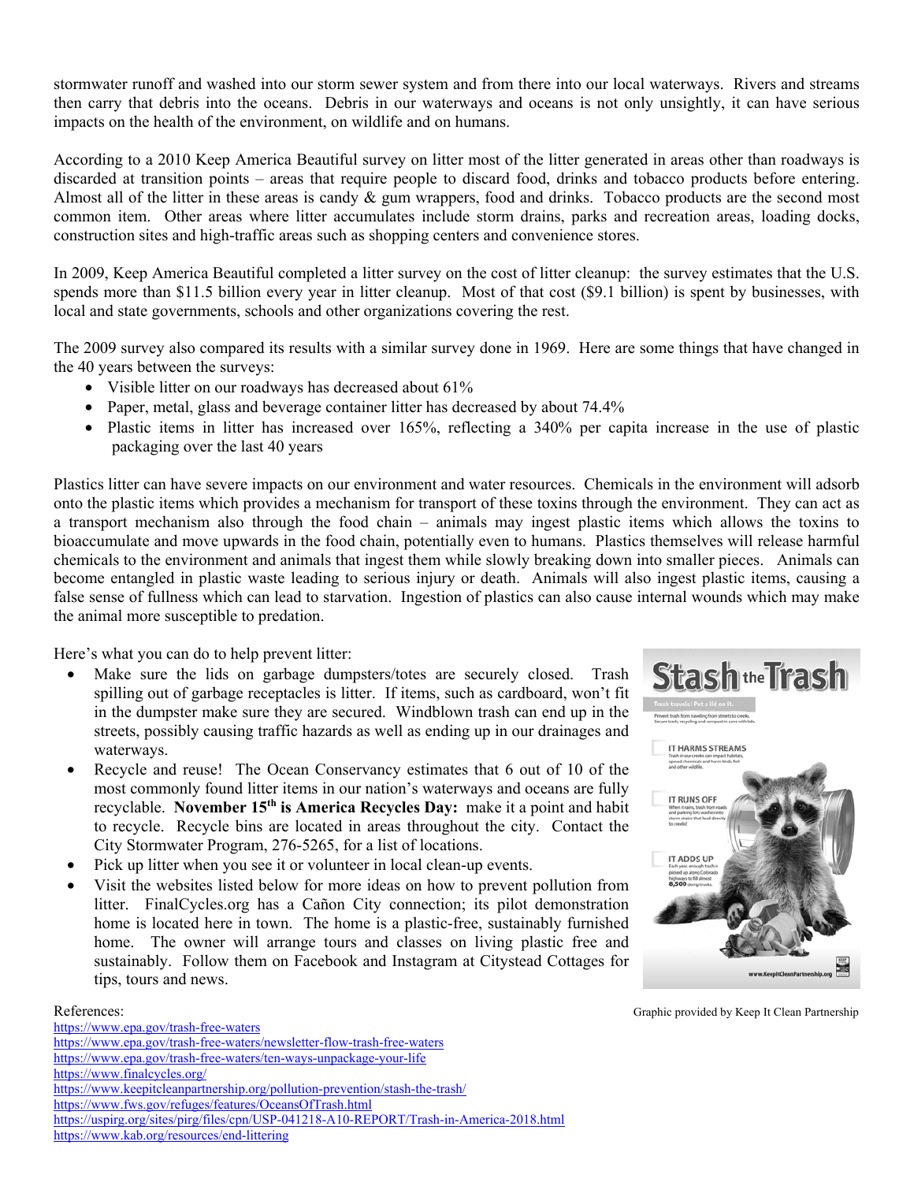stormwater runoff and washed into our storm sewer system and from there into our local waterways. Rivers and streams then carry that debris into the oceans. Debris in our waterways and oceans is not only unsightly, it can have serious impacts on the health of the environment, on wildlife and on humans.

According to a 2010 Keep America Beautiful survey on litter most of the litter generated in areas other than roadways is discarded at transition points – areas that require people to discard food, drinks and tobacco products before entering. Almost all of the litter in these areas is candy & gum wrappers, food and drinks. Tobacco products are the second most common item. Other areas where litter accumulates include storm drains, parks and recreation areas, loading docks, construction sites and high-traffic areas such as shopping centers and convenience stores.

In 2009, Keep America Beautiful completed a litter survey on the cost of litter cleanup: the survey estimates that the U.S. spends more than $11.5 billion every year in litter cleanup. Most of that cost ($9.1 billion) is spent by businesses, with local and state governments, schools and other organizations covering the rest.

The 2009 survey also compared its results with a similar survey done in 1969. Here are some things that have changed in the 40 years between the surveys:

- Visible litter on our roadways has decreased about 61%
- Paper, metal, glass and beverage container litter has decreased by about 74.4%
- Plastic items in litter has increased over 165%, reflecting a 340% per capita increase in the use of plastic packaging over the last 40 years

Plastics litter can have severe impacts on our environment and water resources. Chemicals in the environment will adsorb onto the plastic items which provides a mechanism for transport of these toxins through the environment. They can act as a transport mechanism also through the food chain – animals may ingest plastic items which allows the toxins to bioaccumulate and move upwards in the food chain, potentially even to humans. Plastics themselves will release harmful chemicals to the environment and animals that ingest them while slowly breaking down into smaller pieces. Animals can become entangled in plastic waste leading to serious injury or death. Animals will also ingest plastic items, causing a false sense of fullness which can lead to starvation. Ingestion of plastics can also cause internal wounds which may make the animal more susceptible to predation.

Here's what you can do to help prevent litter:

- Make sure the lids on garbage dumpsters/totes are securely closed. Trash spilling out of garbage receptacles is litter. If items, such as cardboard, won't fit in the dumpster make sure they are secured. Windblown trash can end up in the streets, possibly causing traffic hazards as well as ending up in our drainages and waterways.
- Recycle and reuse! The Ocean Conservancy estimates that 6 out of 10 of the most commonly found litter items in our nation's waterways and oceans are fully recyclable. **November 15th is America Recycles Day:** make it a point and habit to recycle. Recycle bins are located in areas throughout the city. Contact the City Stormwater Program, 276-5265, for a list of locations.
- Pick up litter when you see it or volunteer in local clean-up events.
- Visit the websites listed below for more ideas on how to prevent pollution from litter. FinalCycles.org has a Cañon City connection; its pilot demonstration home is located here in town. The home is a plastic-free, sustainably furnished home. The owner will arrange tours and classes on living plastic free and sustainably. Follow them on Facebook and Instagram at Citystead Cottages for tips, tours and news.

Stash the Trash

Trash travels: Put a lid on it.

Prevent trash from traveling from streets to creeks. Secure trash, recycling and compost in cans with lids.

IT HARMS STREAMS
Trash in our creeks can impact habitats, spread chemicals and harm birds, fish and other wildlife.

IT RUNS OFF
When it rains, trash from roads and parking lots washes into storm drains that feed directly to creeks!

IT ADDS UP
Each year, enough trash is picked up along Colorado highways to fill almost 8,500 dump trucks.

www.KeepItCleanPartnership.org

Graphic provided by Keep It Clean Partnership

References:

https://www.epa.gov/trash-free-waters
https://www.epa.gov/trash-free-waters/newsletter-flow-trash-free-waters
https://www.epa.gov/trash-free-waters/ten-ways-unpackage-your-life
https://www.finalcycles.org/
https://www.keepitcleanpartnership.org/pollution-prevention/stash-the-trash/
https://www.fws.gov/refuges/features/OceansOfTrash.html
https://uspirg.org/sites/pirg/files/cpn/USP-041218-A10-REPORT/Trash-in-America-2018.html
https://www.kab.org/resources/end-littering